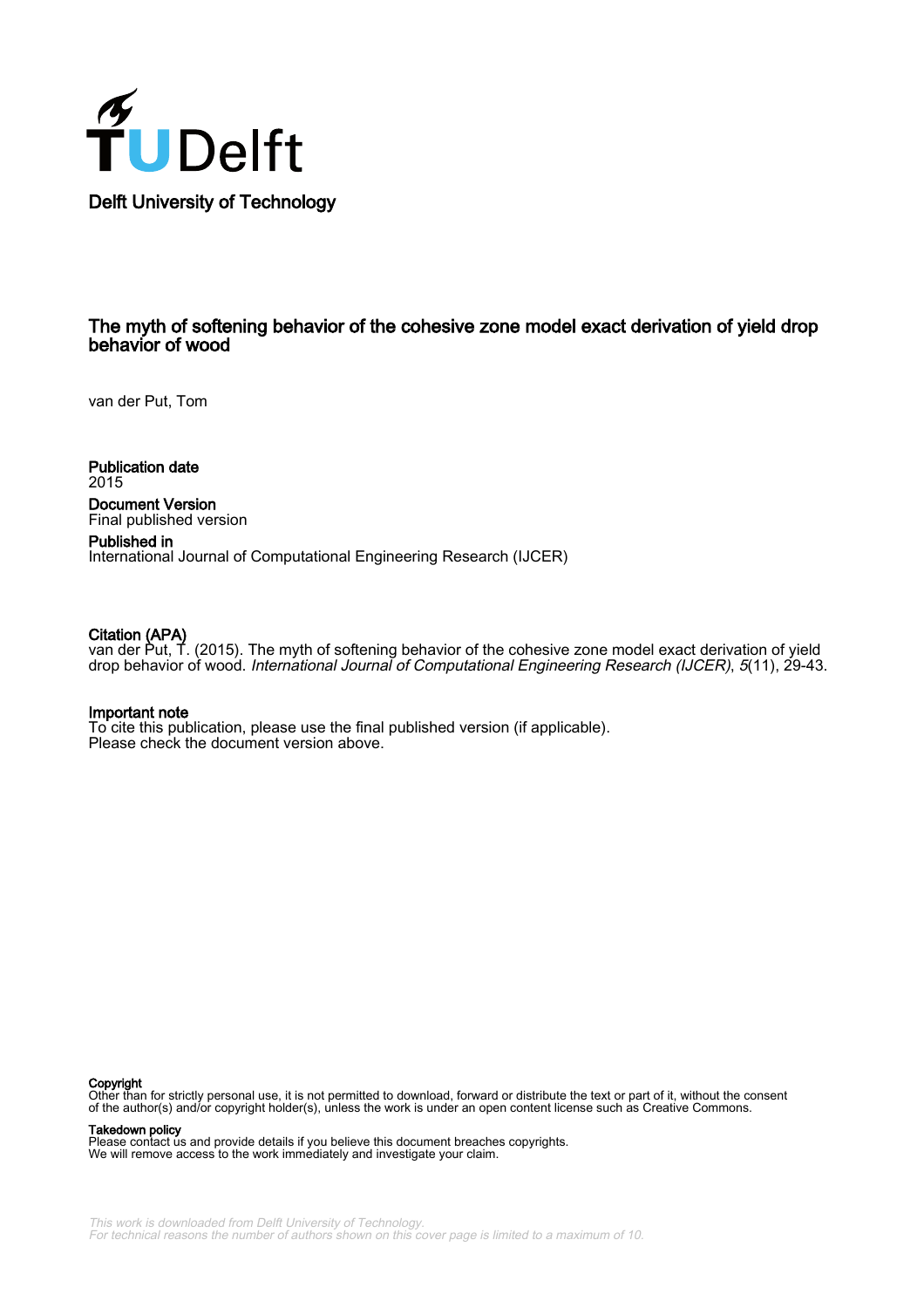Delft University of Technology

# The myth of softening behavior of the cohesive zone model exact derivation of yield drop behavior of wood

van der Put, Tom

**Publication date**
2015

**Document Version**
Final published version

**Published in**
International Journal of Computational Engineering Research (IJCER)

**Citation (APA)**
van der Put, T. (2015). The myth of softening behavior of the cohesive zone model exact derivation of yield drop behavior of wood. *International Journal of Computational Engineering Research (IJCER)*, *5*(11), 29-43.

**Important note**
To cite this publication, please use the final published version (if applicable).
Please check the document version above.

**Copyright**
Other than for strictly personal use, it is not permitted to download, forward or distribute the text or part of it, without the consent of the author(s) and/or copyright holder(s), unless the work is under an open content license such as Creative Commons.

**Takedown policy**
Please contact us and provide details if you believe this document breaches copyrights.
We will remove access to the work immediately and investigate your claim.

*This work is downloaded from Delft University of Technology.*
*For technical reasons the number of authors shown on this cover page is limited to a maximum of 10.*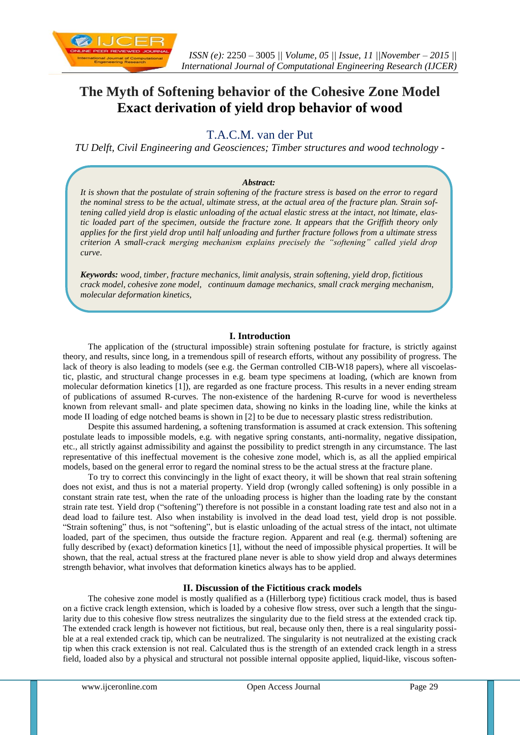# The Myth of Softening behavior of the Cohesive Zone Model Exact derivation of yield drop behavior of wood

T.A.C.M. van der Put

*TU Delft, Civil Engineering and Geosciences; Timber structures and wood technology -*

***Abstract:***
*It is shown that the postulate of strain softening of the fracture stress is based on the error to regard the nominal stress to be the actual, ultimate stress, at the actual area of the fracture plan. Strain softening called yield drop is elastic unloading of the actual elastic stress at the intact, not ltimate, elastic loaded part of the specimen, outside the fracture zone. It appears that the Griffith theory only applies for the first yield drop until half unloading and further fracture follows from a ultimate stress criterion A small-crack merging mechanism explains precisely the "softening" called yield drop curve.*

***Keywords:*** *wood, timber, fracture mechanics, limit analysis, strain softening, yield drop, fictitious crack model, cohesive zone model, continuum damage mechanics, small crack merging mechanism, molecular deformation kinetics,*

## I. Introduction

The application of the (structural impossible) strain softening postulate for fracture, is strictly against theory, and results, since long, in a tremendous spill of research efforts, without any possibility of progress. The lack of theory is also leading to models (see e.g. the German controlled CIB-W18 papers), where all viscoelastic, plastic, and structural change processes in e.g. beam type specimens at loading, (which are known from molecular deformation kinetics [1]), are regarded as one fracture process. This results in a never ending stream of publications of assumed R-curves. The non-existence of the hardening R-curve for wood is nevertheless known from relevant small- and plate specimen data, showing no kinks in the loading line, while the kinks at mode II loading of edge notched beams is shown in [2] to be due to necessary plastic stress redistribution.

Despite this assumed hardening, a softening transformation is assumed at crack extension. This softening postulate leads to impossible models, e.g. with negative spring constants, anti-normality, negative dissipation, etc., all strictly against admissibility and against the possibility to predict strength in any circumstance. The last representative of this ineffectual movement is the cohesive zone model, which is, as all the applied empirical models, based on the general error to regard the nominal stress to be the actual stress at the fracture plane.

To try to correct this convincingly in the light of exact theory, it will be shown that real strain softening does not exist, and thus is not a material property. Yield drop (wrongly called softening) is only possible in a constant strain rate test, when the rate of the unloading process is higher than the loading rate by the constant strain rate test. Yield drop ("softening") therefore is not possible in a constant loading rate test and also not in a dead load to failure test. Also when instability is involved in the dead load test, yield drop is not possible. "Strain softening" thus, is not "softening", but is elastic unloading of the actual stress of the intact, not ultimate loaded, part of the specimen, thus outside the fracture region. Apparent and real (e.g. thermal) softening are fully described by (exact) deformation kinetics [1], without the need of impossible physical properties. It will be shown, that the real, actual stress at the fractured plane never is able to show yield drop and always determines strength behavior, what involves that deformation kinetics always has to be applied.

## II. Discussion of the Fictitious crack models

The cohesive zone model is mostly qualified as a (Hillerborg type) fictitious crack model, thus is based on a fictive crack length extension, which is loaded by a cohesive flow stress, over such a length that the singularity due to this cohesive flow stress neutralizes the singularity due to the field stress at the extended crack tip. The extended crack length is however not fictitious, but real, because only then, there is a real singularity possible at a real extended crack tip, which can be neutralized. The singularity is not neutralized at the existing crack tip when this crack extension is not real. Calculated thus is the strength of an extended crack length in a stress field, loaded also by a physical and structural not possible internal opposite applied, liquid-like, viscous soften-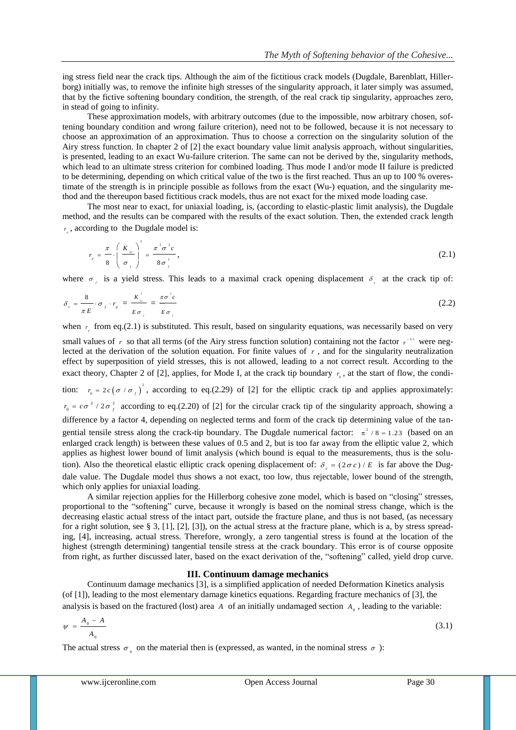ing stress field near the crack tips. Although the aim of the fictitious crack models (Dugdale, Barenblatt, Hillerborg) initially was, to remove the infinite high stresses of the singularity approach, it later simply was assumed, that by the fictive softening boundary condition, the strength, of the real crack tip singularity, approaches zero, in stead of going to infinity.

These approximation models, with arbitrary outcomes (due to the impossible, now arbitrary chosen, softening boundary condition and wrong failure criterion), need not to be followed, because it is not necessary to choose an approximation of an approximation. Thus to choose a correction on the singularity solution of the Airy stress function. In chapter 2 of [2] the exact boundary value limit analysis approach, without singularities, is presented, leading to an exact Wu-failure criterion. The same can not be derived by the, singularity methods, which lead to an ultimate stress criterion for combined loading. Thus mode I and/or mode II failure is predicted to be determining, depending on which critical value of the two is the first reached. Thus an up to 100 % overestimate of the strength is in principle possible as follows from the exact (Wu-) equation, and the singularity method and the thereupon based fictitious crack models, thus are not exact for the mixed mode loading case.

The most near to exact, for uniaxial loading, is, (according to elastic-plastic limit analysis), the Dugdale method, and the results can be compared with the results of the exact solution. Then, the extended crack length $r_p$, according to the Dugdale model is:

$$r_p = \frac{\pi}{8} \cdot \left( \frac{K_{Ic}}{\sigma_f} \right)^2 = \frac{\pi^2 \sigma^2 c}{8 \sigma_f^2}, \tag{2.1}$$

where $\sigma_f$ is a yield stress. This leads to a maximal crack opening displacement $\delta_c$ at the crack tip of:

$$\delta_c = \frac{8}{\pi E} \cdot \sigma_f \cdot r_p = \frac{K_{Ic}^2}{E \sigma_f} = \frac{\pi \sigma^2 c}{E \sigma_f} \tag{2.2}$$

when $r_p$ from eq.(2.1) is substituted. This result, based on singularity equations, was necessarily based on very small values of $r$ so that all terms (of the Airy stress function solution) containing not the factor $r^{-0.5}$ were neglected at the derivation of the solution equation. For finite values of $r$, and for the singularity neutralization effect by superposition of yield stresses, this is not allowed, leading to a not correct result. According to the exact theory, Chapter 2 of [2], applies, for Mode I, at the crack tip boundary $r_0$, at the start of flow, the condition: $r_0 = 2c(\sigma / \sigma_f)^2$, according to eq.(2.29) of [2] for the elliptic crack tip and applies approximately: $r_0 = c\sigma^2 / 2\sigma_f^2$ according to eq.(2.20) of [2] for the circular crack tip of the singularity approach, showing a difference by a factor 4, depending on neglected terms and form of the crack tip determining value of the tangential tensile stress along the crack-tip boundary. The Dugdale numerical factor: $\pi^2 / 8 = 1.23$ (based on an enlarged crack length) is between these values of 0.5 and 2, but is too far away from the elliptic value 2, which applies as highest lower bound of limit analysis (which bound is equal to the measurements, thus is the solution). Also the theoretical elastic elliptic crack opening displacement of: $\delta_c = (2\sigma c)/E$ is far above the Dugdale value. The Dugdale model thus shows a not exact, too low, thus rejectable, lower bound of the strength, which only applies for uniaxial loading.

A similar rejection applies for the Hillerborg cohesive zone model, which is based on "closing" stresses, proportional to the "softening" curve, because it wrongly is based on the nominal stress change, which is the decreasing elastic actual stress of the intact part, outside the fracture plane, and thus is not based, (as necessary for a right solution, see § 3, [1], [2], [3]), on the actual stress at the fracture plane, which is a, by stress spreading, [4], increasing, actual stress. Therefore, wrongly, a zero tangential stress is found at the location of the highest (strength determining) tangential tensile stress at the crack boundary. This error is of course opposite from right, as further discussed later, based on the exact derivation of the, "softening" called, yield drop curve.

## III. Continuum damage mechanics

Continuum damage mechanics [3], is a simplified application of needed Deformation Kinetics analysis (of [1]), leading to the most elementary damage kinetics equations. Regarding fracture mechanics of [3], the analysis is based on the fractured (lost) area $A$ of an initially undamaged section $A_0$, leading to the variable:

$$\psi = \frac{A_0 - A}{A_0} \tag{3.1}$$

The actual stress $\sigma_a$ on the material then is (expressed, as wanted, in the nominal stress $\sigma$ ):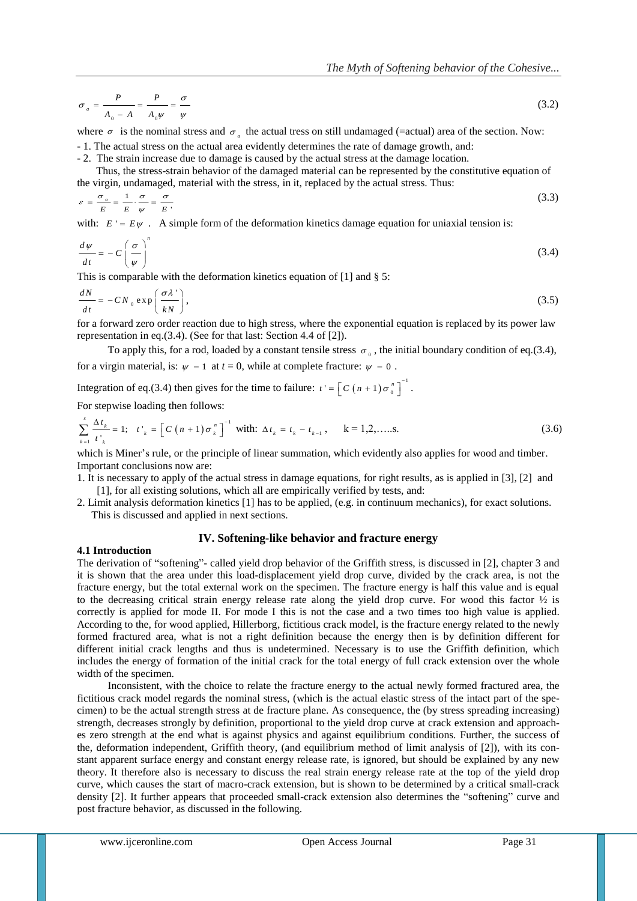$$\sigma_a = \frac{P}{A_0 - A} = \frac{P}{A_0\psi} = \frac{\sigma}{\psi} \tag{3.2}$$

where $\sigma$ is the nominal stress and $\sigma_a$ the actual tress on still undamaged (=actual) area of the section. Now:

- 1. The actual stress on the actual area evidently determines the rate of damage growth, and:
- 2. The strain increase due to damage is caused by the actual stress at the damage location.

Thus, the stress-strain behavior of the damaged material can be represented by the constitutive equation of the virgin, undamaged, material with the stress, in it, replaced by the actual stress. Thus:

$$\varepsilon = \frac{\sigma_a}{E} = \frac{1}{E}\cdot\frac{\sigma}{\psi} = \frac{\sigma}{E'} \tag{3.3}$$

with: $E' = E\psi$ . A simple form of the deformation kinetics damage equation for uniaxial tension is:

$$\frac{d\psi}{dt} = -C\left(\frac{\sigma}{\psi}\right)^n \tag{3.4}$$

This is comparable with the deformation kinetics equation of [1] and § 5:

$$\frac{dN}{dt} = -CN_0\exp\left(\frac{\sigma\lambda'}{kN}\right), \tag{3.5}$$

for a forward zero order reaction due to high stress, where the exponential equation is replaced by its power law representation in eq.(3.4). (See for that last: Section 4.4 of [2]).

To apply this, for a rod, loaded by a constant tensile stress $\sigma_0$, the initial boundary condition of eq.(3.4), for a virgin material, is: $\psi = 1$ at $t = 0$, while at complete fracture: $\psi = 0$ .

Integration of eq.(3.4) then gives for the time to failure: $t' = \left[C(n+1)\sigma_0^n\right]^{-1}$.

For stepwise loading then follows:

$$\sum_{k=1}^{s}\frac{\Delta t_k}{t'_k} = 1; \quad t'_k = \left[C(n+1)\sigma_k^n\right]^{-1} \text{ with: } \Delta t_k = t_k - t_{k-1}, \qquad k = 1,2,\ldots..s. \tag{3.6}$$

which is Miner's rule, or the principle of linear summation, which evidently also applies for wood and timber. Important conclusions now are:

1. It is necessary to apply of the actual stress in damage equations, for right results, as is applied in [3], [2] and [1], for all existing solutions, which all are empirically verified by tests, and:
2. Limit analysis deformation kinetics [1] has to be applied, (e.g. in continuum mechanics), for exact solutions. This is discussed and applied in next sections.

## IV. Softening-like behavior and fracture energy

### 4.1 Introduction

The derivation of "softening"- called yield drop behavior of the Griffith stress, is discussed in [2], chapter 3 and it is shown that the area under this load-displacement yield drop curve, divided by the crack area, is not the fracture energy, but the total external work on the specimen. The fracture energy is half this value and is equal to the decreasing critical strain energy release rate along the yield drop curve. For wood this factor ½ is correctly is applied for mode II. For mode I this is not the case and a two times too high value is applied. According to the, for wood applied, Hillerborg, fictitious crack model, is the fracture energy related to the newly formed fractured area, what is not a right definition because the energy then is by definition different for different initial crack lengths and thus is undetermined. Necessary is to use the Griffith definition, which includes the energy of formation of the initial crack for the total energy of full crack extension over the whole width of the specimen.

Inconsistent, with the choice to relate the fracture energy to the actual newly formed fractured area, the fictitious crack model regards the nominal stress, (which is the actual elastic stress of the intact part of the specimen) to be the actual strength stress at de fracture plane. As consequence, the (by stress spreading increasing) strength, decreases strongly by definition, proportional to the yield drop curve at crack extension and approaches zero strength at the end what is against physics and against equilibrium conditions. Further, the success of the, deformation independent, Griffith theory, (and equilibrium method of limit analysis of [2]), with its constant apparent surface energy and constant energy release rate, is ignored, but should be explained by any new theory. It therefore also is necessary to discuss the real strain energy release rate at the top of the yield drop curve, which causes the start of macro-crack extension, but is shown to be determined by a critical small-crack density [2]. It further appears that proceeded small-crack extension also determines the "softening" curve and post fracture behavior, as discussed in the following.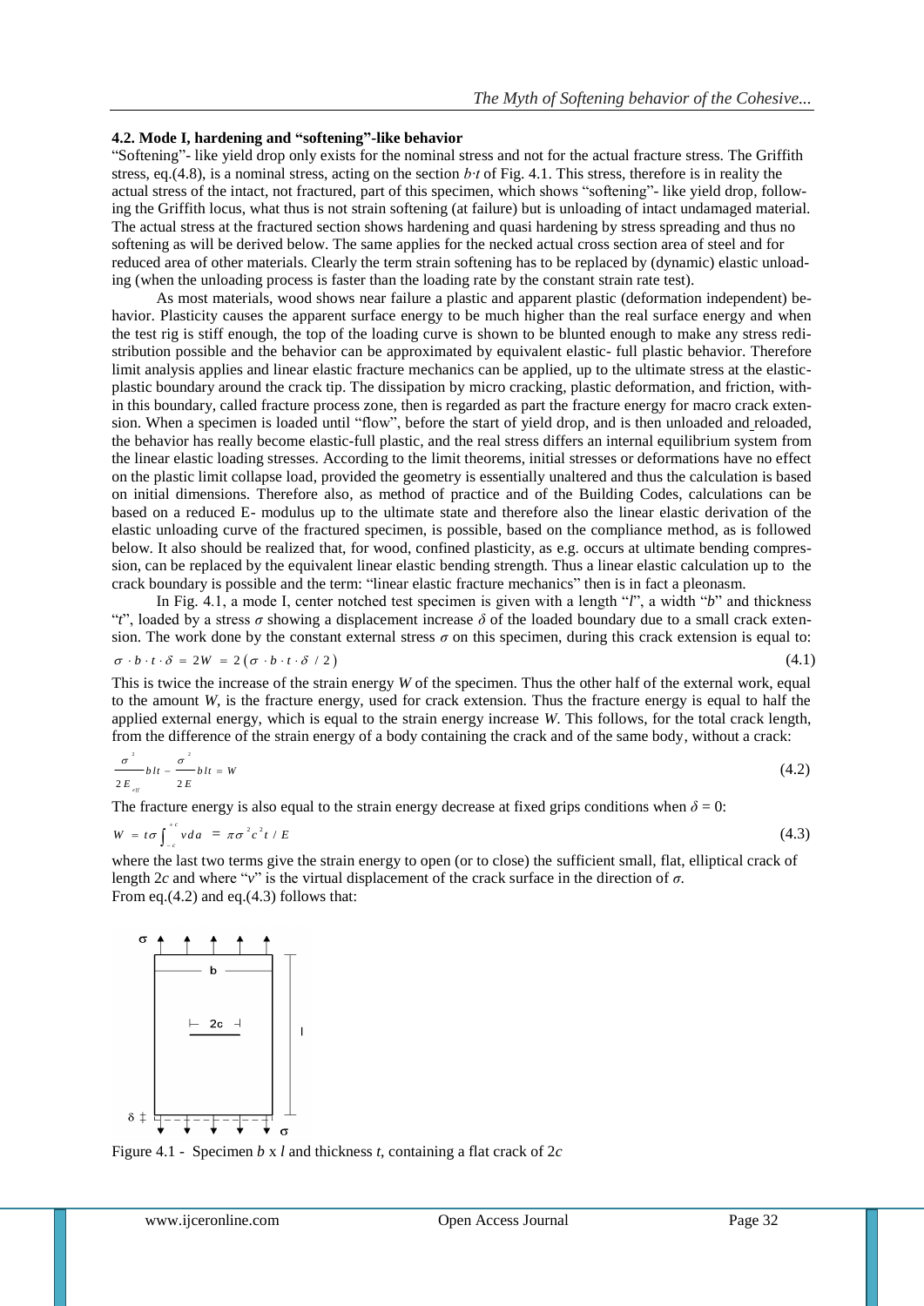### 4.2. Mode I, hardening and "softening"-like behavior

"Softening"- like yield drop only exists for the nominal stress and not for the actual fracture stress. The Griffith stress, eq.(4.8), is a nominal stress, acting on the section $b \cdot t$ of Fig. 4.1. This stress, therefore is in reality the actual stress of the intact, not fractured, part of this specimen, which shows "softening"- like yield drop, following the Griffith locus, what thus is not strain softening (at failure) but is unloading of intact undamaged material. The actual stress at the fractured section shows hardening and quasi hardening by stress spreading and thus no softening as will be derived below. The same applies for the necked actual cross section area of steel and for reduced area of other materials. Clearly the term strain softening has to be replaced by (dynamic) elastic unloading (when the unloading process is faster than the loading rate by the constant strain rate test).

As most materials, wood shows near failure a plastic and apparent plastic (deformation independent) behavior. Plasticity causes the apparent surface energy to be much higher than the real surface energy and when the test rig is stiff enough, the top of the loading curve is shown to be blunted enough to make any stress redistribution possible and the behavior can be approximated by equivalent elastic- full plastic behavior. Therefore limit analysis applies and linear elastic fracture mechanics can be applied, up to the ultimate stress at the elastic-plastic boundary around the crack tip. The dissipation by micro cracking, plastic deformation, and friction, within this boundary, called fracture process zone, then is regarded as part the fracture energy for macro crack extension. When a specimen is loaded until "flow", before the start of yield drop, and is then unloaded and reloaded, the behavior has really become elastic-full plastic, and the real stress differs an internal equilibrium system from the linear elastic loading stresses. According to the limit theorems, initial stresses or deformations have no effect on the plastic limit collapse load, provided the geometry is essentially unaltered and thus the calculation is based on initial dimensions. Therefore also, as method of practice and of the Building Codes, calculations can be based on a reduced E- modulus up to the ultimate state and therefore also the linear elastic derivation of the elastic unloading curve of the fractured specimen, is possible, based on the compliance method, as is followed below. It also should be realized that, for wood, confined plasticity, as e.g. occurs at ultimate bending compression, can be replaced by the equivalent linear elastic bending strength. Thus a linear elastic calculation up to the crack boundary is possible and the term: "linear elastic fracture mechanics" then is in fact a pleonasm.

In Fig. 4.1, a mode I, center notched test specimen is given with a length "$l$", a width "$b$" and thickness "$t$", loaded by a stress $\sigma$ showing a displacement increase $\delta$ of the loaded boundary due to a small crack extension. The work done by the constant external stress $\sigma$ on this specimen, during this crack extension is equal to:

$$\sigma \cdot b \cdot t \cdot \delta = 2W = 2(\sigma \cdot b \cdot t \cdot \delta / 2) \tag{4.1}$$

This is twice the increase of the strain energy $W$ of the specimen. Thus the other half of the external work, equal to the amount $W$, is the fracture energy, used for crack extension. Thus the fracture energy is equal to half the applied external energy, which is equal to the strain energy increase $W$. This follows, for the total crack length, from the difference of the strain energy of a body containing the crack and of the same body, without a crack:

$$\frac{\sigma^2}{2E_{eff}} blt - \frac{\sigma^2}{2E} blt = W \tag{4.2}$$

The fracture energy is also equal to the strain energy decrease at fixed grips conditions when $\delta = 0$:

$$W = t\sigma \int_{-c}^{+c} v\, da = \pi \sigma^2 c^2 t / E \tag{4.3}$$

where the last two terms give the strain energy to open (or to close) the sufficient small, flat, elliptical crack of length $2c$ and where "$v$" is the virtual displacement of the crack surface in the direction of $\sigma$.
From eq.(4.2) and eq.(4.3) follows that:

Figure 4.1 - Specimen $b$ x $l$ and thickness $t$, containing a flat crack of $2c$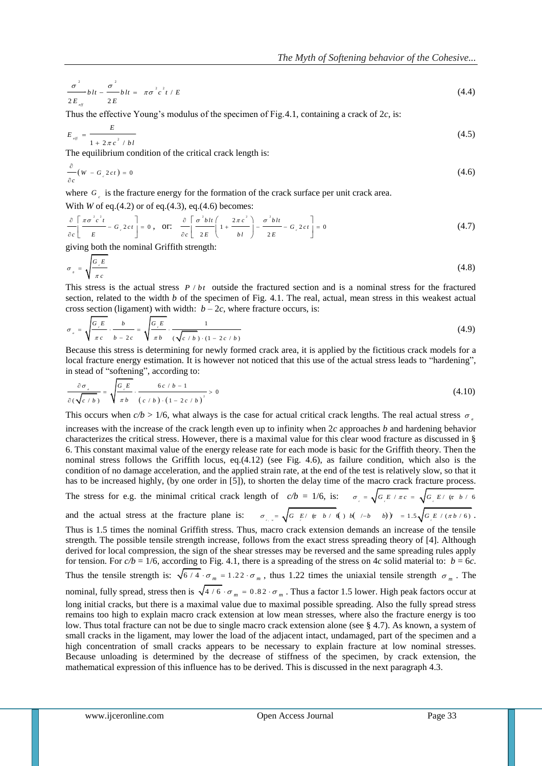$$\frac{\sigma^2}{2E_{eff}} blt - \frac{\sigma^2}{2E} blt = \pi\sigma^2 c^2 t / E \tag{4.4}$$

Thus the effective Young's modulus of the specimen of Fig.4.1, containing a crack of 2*c*, is:

$$E_{eff} = \frac{E}{1 + 2\pi c^2 / bl} \tag{4.5}$$

The equilibrium condition of the critical crack length is:

$$\frac{\partial}{\partial c}\left( W - G_c 2ct \right) = 0 \tag{4.6}$$

where $G_c$ is the fracture energy for the formation of the crack surface per unit crack area.

With *W* of eq.(4.2) or of eq.(4.3), eq.(4.6) becomes:

$$\frac{\partial}{\partial c}\left[ \frac{\pi\sigma^2 c^2 t}{E} - G_c 2ct \right] = 0, \text{ or: } \frac{\partial}{\partial c}\left[ \frac{\sigma^2 blt}{2E}\left( 1 + \frac{2\pi c^2}{bl} \right) - \frac{\sigma^2 blt}{2E} - G_c 2ct \right] = 0 \tag{4.7}$$

giving both the nominal Griffith strength:

$$\sigma_g = \sqrt{\frac{G_c E}{\pi c}} \tag{4.8}$$

This stress is the actual stress $P/bt$ outside the fractured section and is a nominal stress for the fractured section, related to the width *b* of the specimen of Fig. 4.1. The real, actual, mean stress in this weakest actual cross section (ligament) with width: $b - 2c$, where fracture occurs, is:

$$\sigma_a = \sqrt{\frac{G_c E}{\pi c}} \cdot \frac{b}{b - 2c} = \sqrt{\frac{G_c E}{\pi b}} \cdot \frac{1}{(\sqrt{c/b}) \cdot (1 - 2c/b)} \tag{4.9}$$

Because this stress is determining for newly formed crack area, it is applied by the fictitious crack models for a local fracture energy estimation. It is however not noticed that this use of the actual stress leads to "hardening", in stead of "softening", according to:

$$\frac{\partial \sigma_a}{\partial(\sqrt{c/b})} = \sqrt{\frac{G_c E}{\pi b}} \cdot \frac{6c/b - 1}{(c/b) \cdot (1 - 2c/b)^2} > 0 \tag{4.10}$$

This occurs when $c/b > 1/6$, what always is the case for actual critical crack lengths. The real actual stress $\sigma_a$ increases with the increase of the crack length even up to infinity when 2*c* approaches *b* and hardening behavior characterizes the critical stress. However, there is a maximal value for this clear wood fracture as discussed in § 6. This constant maximal value of the energy release rate for each mode is basic for the Griffith theory. Then the nominal stress follows the Griffith locus, eq.(4.12) (see Fig. 4.6), as failure condition, which also is the condition of no damage acceleration, and the applied strain rate, at the end of the test is relatively slow, so that it has to be increased highly, (by one order in [5]), to shorten the delay time of the macro crack fracture process.

The stress for e.g. the minimal critical crack length of $c/b = 1/6$, is: $\sigma_c = \sqrt{G_c E / \pi c} = \sqrt{G_c E / (\pi b / 6)}$ and the actual stress at the fracture plane is: $\sigma_{c,u} = \sqrt{G_c E / (\pi b / 6)} \cdot b / (b - b/3) = 1.5\sqrt{G_c E / (\pi b / 6)}$.

Thus is 1.5 times the nominal Griffith stress. Thus, macro crack extension demands an increase of the tensile strength. The possible tensile strength increase, follows from the exact stress spreading theory of [4]. Although derived for local compression, the sign of the shear stresses may be reversed and the same spreading rules apply for tension. For $c/b = 1/6$, according to Fig. 4.1, there is a spreading of the stress on 4*c* solid material to: $b = 6c$. Thus the tensile strength is: $\sqrt{6/4} \cdot \sigma_m = 1.22 \cdot \sigma_m$, thus 1.22 times the uniaxial tensile strength $\sigma_m$. The nominal, fully spread, stress then is $\sqrt{4/6} \cdot \sigma_m = 0.82 \cdot \sigma_m$. Thus a factor 1.5 lower. High peak factors occur at long initial cracks, but there is a maximal value due to maximal possible spreading. Also the fully spread stress remains too high to explain macro crack extension at low mean stresses, where also the fracture energy is too low. Thus total fracture can not be due to single macro crack extension alone (see § 4.7). As known, a system of small cracks in the ligament, may lower the load of the adjacent intact, undamaged, part of the specimen and a high concentration of small cracks appears to be necessary to explain fracture at low nominal stresses. Because unloading is determined by the decrease of stiffness of the specimen, by crack extension, the mathematical expression of this influence has to be derived. This is discussed in the next paragraph 4.3.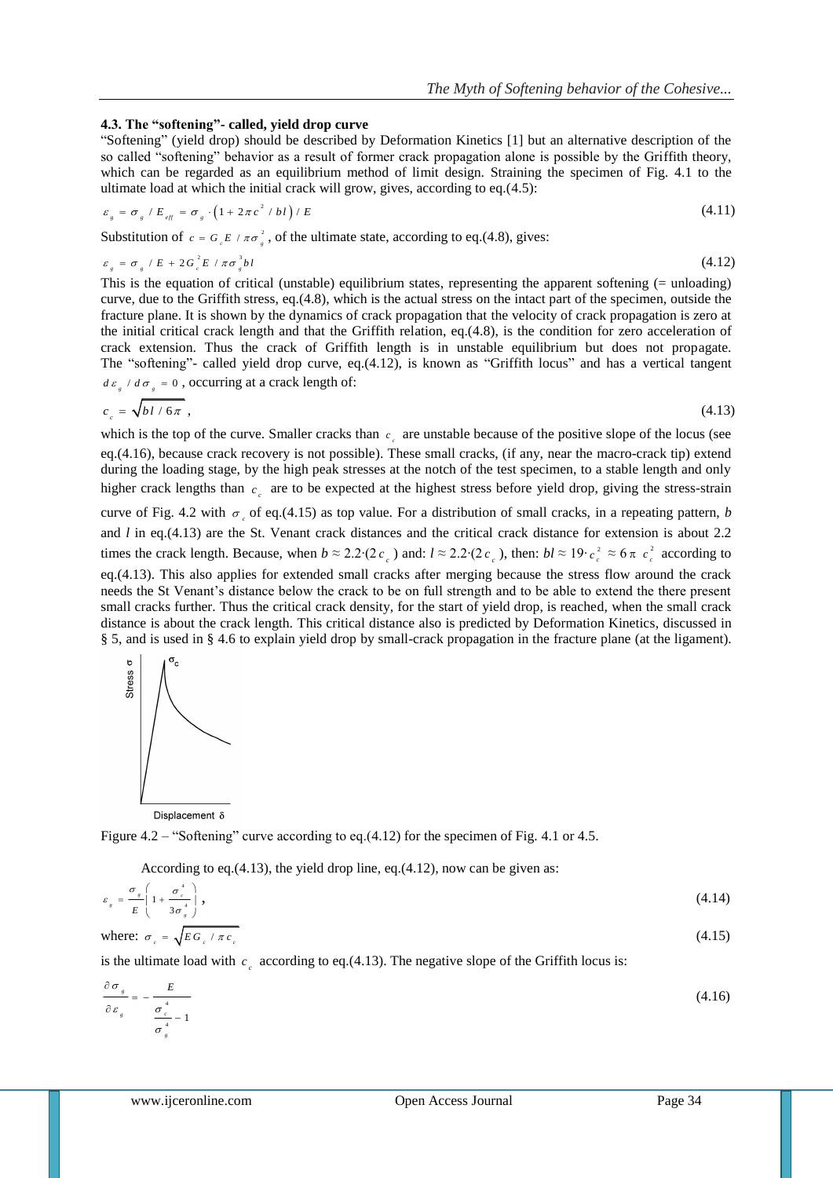### 4.3. The "softening"- called, yield drop curve

"Softening" (yield drop) should be described by Deformation Kinetics [1] but an alternative description of the so called "softening" behavior as a result of former crack propagation alone is possible by the Griffith theory, which can be regarded as an equilibrium method of limit design. Straining the specimen of Fig. 4.1 to the ultimate load at which the initial crack will grow, gives, according to eq.(4.5):

$$\varepsilon_g = \sigma_g / E_{eff} = \sigma_g \cdot \left(1 + 2\pi c^2 / bl\right) / E \tag{4.11}$$

Substitution of $c = G_c E / \pi\sigma_g^2$, of the ultimate state, according to eq.(4.8), gives:

$$\varepsilon_g = \sigma_g / E + 2G_c^2 E / \pi\sigma_g^3 bl \tag{4.12}$$

This is the equation of critical (unstable) equilibrium states, representing the apparent softening (= unloading) curve, due to the Griffith stress, eq.(4.8), which is the actual stress on the intact part of the specimen, outside the fracture plane. It is shown by the dynamics of crack propagation that the velocity of crack propagation is zero at the initial critical crack length and that the Griffith relation, eq.(4.8), is the condition for zero acceleration of crack extension. Thus the crack of Griffith length is in unstable equilibrium but does not propagate. The "softening"- called yield drop curve, eq.(4.12), is known as "Griffith locus" and has a vertical tangent $d\varepsilon_g / d\sigma_g = 0$, occurring at a crack length of:

$$c_c = \sqrt{bl / 6\pi}\ , \tag{4.13}$$

which is the top of the curve. Smaller cracks than $c_c$ are unstable because of the positive slope of the locus (see eq.(4.16), because crack recovery is not possible). These small cracks, (if any, near the macro-crack tip) extend during the loading stage, by the high peak stresses at the notch of the test specimen, to a stable length and only higher crack lengths than $c_c$ are to be expected at the highest stress before yield drop, giving the stress-strain curve of Fig. 4.2 with $\sigma_c$ of eq.(4.15) as top value. For a distribution of small cracks, in a repeating pattern, *b* and *l* in eq.(4.13) are the St. Venant crack distances and the critical crack distance for extension is about 2.2 times the crack length. Because, when $b \approx 2.2{\cdot}(2c_c)$ and: $l \approx 2.2{\cdot}(2c_c)$, then: $bl \approx 19{\cdot}c_c^2 \approx 6\pi\ c_c^2$ according to eq.(4.13). This also applies for extended small cracks after merging because the stress flow around the crack needs the St Venant's distance below the crack to be on full strength and to be able to extend the there present small cracks further. Thus the critical crack density, for the start of yield drop, is reached, when the small crack distance is about the crack length. This critical distance also is predicted by Deformation Kinetics, discussed in § 5, and is used in § 4.6 to explain yield drop by small-crack propagation in the fracture plane (at the ligament).

Figure 4.2 – "Softening" curve according to eq.(4.12) for the specimen of Fig. 4.1 or 4.5.

According to eq.(4.13), the yield drop line, eq.(4.12), now can be given as:

$$\varepsilon_g = \frac{\sigma_g}{E}\left(1 + \frac{\sigma_c^4}{3\sigma_g^4}\right), \tag{4.14}$$

where: $\sigma_c = \sqrt{EG_c / \pi c_c}$ (4.15)

is the ultimate load with $c_c$ according to eq.(4.13). The negative slope of the Griffith locus is:

$$\frac{\partial\sigma_g}{\partial\varepsilon_g} = -\frac{E}{\dfrac{\sigma_c^4}{\sigma_g^4} - 1} \tag{4.16}$$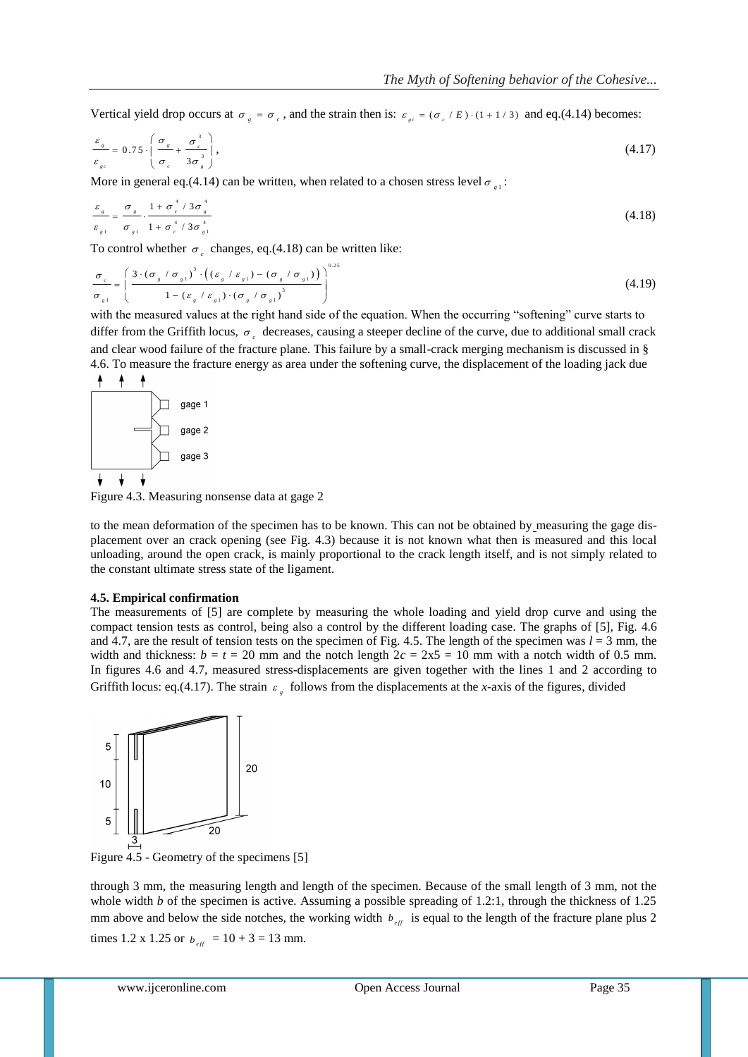Vertical yield drop occurs at $\sigma_g = \sigma_c$, and the strain then is: $\varepsilon_{gc} = (\sigma_c / E)\cdot(1+1/3)$ and eq.(4.14) becomes:

$$\frac{\varepsilon_g}{\varepsilon_{gc}} = 0.75 \cdot \left( \frac{\sigma_g}{\sigma_c} + \frac{\sigma_c^3}{3\sigma_g^3} \right), \tag{4.17}$$

More in general eq.(4.14) can be written, when related to a chosen stress level $\sigma_{g1}$:

$$\frac{\varepsilon_g}{\varepsilon_{g1}} = \frac{\sigma_g}{\sigma_{g1}} \cdot \frac{1+\sigma_c^4/3\sigma_g^4}{1+\sigma_c^4/3\sigma_{g1}^4} \tag{4.18}$$

To control whether $\sigma_c$ changes, eq.(4.18) can be written like:

$$\frac{\sigma_c}{\sigma_{g1}} = \left( \frac{3\cdot(\sigma_g/\sigma_{g1})^3 \cdot \left((\varepsilon_g/\varepsilon_{g1}) - (\sigma_g/\sigma_{g1})\right)}{1-(\varepsilon_g/\varepsilon_{g1})\cdot(\sigma_g/\sigma_{g1})^3} \right)^{0.25} \tag{4.19}$$

with the measured values at the right hand side of the equation. When the occurring "softening" curve starts to differ from the Griffith locus, $\sigma_c$ decreases, causing a steeper decline of the curve, due to additional small crack and clear wood failure of the fracture plane. This failure by a small-crack merging mechanism is discussed in § 4.6. To measure the fracture energy as area under the softening curve, the displacement of the loading jack due

Figure 4.3. Measuring nonsense data at gage 2

to the mean deformation of the specimen has to be known. This can not be obtained by measuring the gage displacement over an crack opening (see Fig. 4.3) because it is not known what then is measured and this local unloading, around the open crack, is mainly proportional to the crack length itself, and is not simply related to the constant ultimate stress state of the ligament.

**4.5. Empirical confirmation**

The measurements of [5] are complete by measuring the whole loading and yield drop curve and using the compact tension tests as control, being also a control by the different loading case. The graphs of [5], Fig. 4.6 and 4.7, are the result of tension tests on the specimen of Fig. 4.5. The length of the specimen was $l = 3$ mm, the width and thickness: $b = t = 20$ mm and the notch length $2c = 2\text{x}5 = 10$ mm with a notch width of 0.5 mm. In figures 4.6 and 4.7, measured stress-displacements are given together with the lines 1 and 2 according to Griffith locus: eq.(4.17). The strain $\varepsilon_g$ follows from the displacements at the *x*-axis of the figures, divided

Figure 4.5 - Geometry of the specimens [5]

through 3 mm, the measuring length and length of the specimen. Because of the small length of 3 mm, not the whole width $b$ of the specimen is active. Assuming a possible spreading of 1.2:1, through the thickness of 1.25 mm above and below the side notches, the working width $b_{eff}$ is equal to the length of the fracture plane plus 2 times 1.2 x 1.25 or $b_{eff} = 10 + 3 = 13$ mm.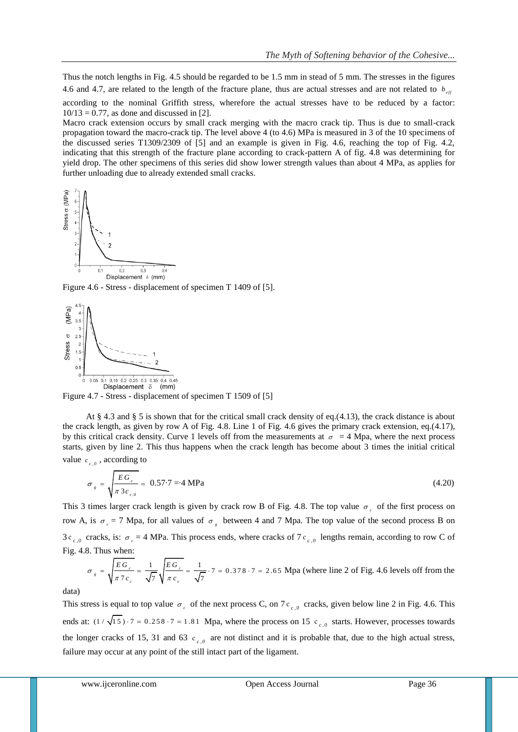Thus the notch lengths in Fig. 4.5 should be regarded to be 1.5 mm in stead of 5 mm. The stresses in the figures 4.6 and 4.7, are related to the length of the fracture plane, thus are actual stresses and are not related to $b_{eff}$ according to the nominal Griffith stress, wherefore the actual stresses have to be reduced by a factor: $10/13 = 0.77$, as done and discussed in [2].

Macro crack extension occurs by small crack merging with the macro crack tip. Thus is due to small-crack propagation toward the macro-crack tip. The level above 4 (to 4.6) MPa is measured in 3 of the 10 specimens of the discussed series T1309/2309 of [5] and an example is given in Fig. 4.6, reaching the top of Fig. 4.2, indicating that this strength of the fracture plane according to crack-pattern A of fig. 4.8 was determining for yield drop. The other specimens of this series did show lower strength values than about 4 MPa, as applies for further unloading due to already extended small cracks.

Figure 4.6 - Stress - displacement of specimen T 1409 of [5].

Figure 4.7 - Stress - displacement of specimen T 1509 of [5]

At § 4.3 and § 5 is shown that for the critical small crack density of eq.(4.13), the crack distance is about the crack length, as given by row A of Fig. 4.8. Line 1 of Fig. 4.6 gives the primary crack extension, eq.(4.17), by this critical crack density. Curve 1 levels off from the measurements at $\sigma = 4$ MPa, where the next process starts, given by line 2. This thus happens when the crack length has become about 3 times the initial critical value $c_{c,0}$, according to

$$\sigma_g = \sqrt{\frac{EG_c}{\pi\, 3c_{c,0}}} = 0.57 \cdot 7 = 4 \text{ MPa} \tag{4.20}$$

This 3 times larger crack length is given by crack row B of Fig. 4.8. The top value $\sigma_c$ of the first process on row A, is $\sigma_c = 7$ Mpa, for all values of $\sigma_g$ between 4 and 7 MPa. The top value of the second process B on $3c_{c,0}$ cracks, is: $\sigma_c = 4$ MPa. This process ends, where cracks of $7c_{c,0}$ lengths remain, according to row C of Fig. 4.8. Thus when:

$\sigma_g = \sqrt{\frac{EG_c}{\pi\, 7c_c}} = \frac{1}{\sqrt{7}}\sqrt{\frac{EG_c}{\pi c_c}} = \frac{1}{\sqrt{7}} \cdot 7 = 0.378 \cdot 7 = 2.65$ Mpa (where line 2 of Fig. 4.6 levels off from the data)

This stress is equal to top value $\sigma_c$ of the next process C, on $7c_{c,0}$ cracks, given below line 2 in Fig. 4.6. This ends at: $(1/\sqrt{15}) \cdot 7 = 0.258 \cdot 7 = 1.81$ Mpa, where the process on 15 $c_{c,0}$ starts. However, processes towards the longer cracks of 15, 31 and 63 $c_{c,0}$ are not distinct and it is probable that, due to the high actual stress, failure may occur at any point of the still intact part of the ligament.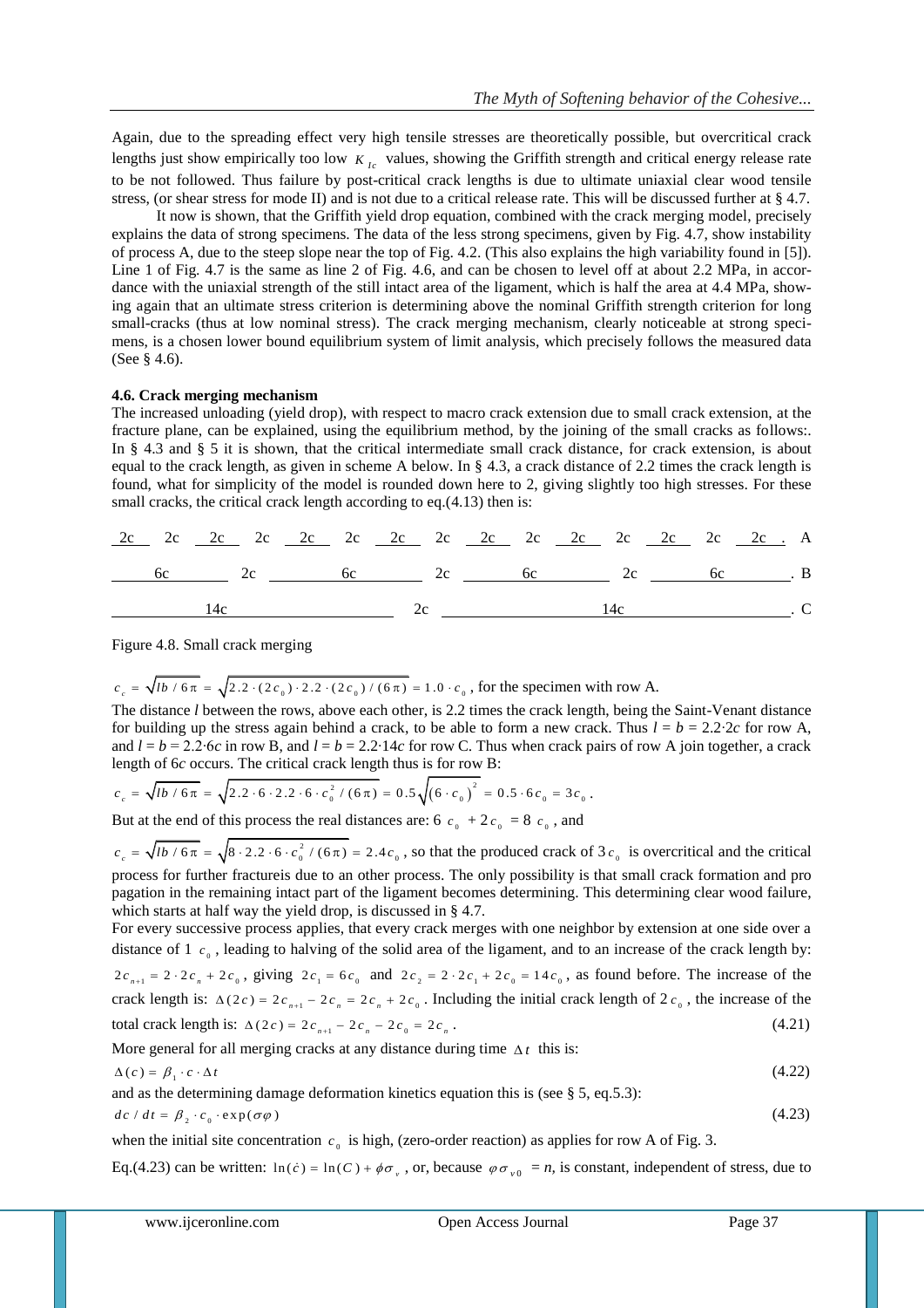Again, due to the spreading effect very high tensile stresses are theoretically possible, but overcritical crack lengths just show empirically too low $K_{Ic}$ values, showing the Griffith strength and critical energy release rate to be not followed. Thus failure by post-critical crack lengths is due to ultimate uniaxial clear wood tensile stress, (or shear stress for mode II) and is not due to a critical release rate. This will be discussed further at § 4.7.

It now is shown, that the Griffith yield drop equation, combined with the crack merging model, precisely explains the data of strong specimens. The data of the less strong specimens, given by Fig. 4.7, show instability of process A, due to the steep slope near the top of Fig. 4.2. (This also explains the high variability found in [5]). Line 1 of Fig. 4.7 is the same as line 2 of Fig. 4.6, and can be chosen to level off at about 2.2 MPa, in accordance with the uniaxial strength of the still intact area of the ligament, which is half the area at 4.4 MPa, showing again that an ultimate stress criterion is determining above the nominal Griffith strength criterion for long small-cracks (thus at low nominal stress). The crack merging mechanism, clearly noticeable at strong specimens, is a chosen lower bound equilibrium system of limit analysis, which precisely follows the measured data (See § 4.6).

**4.6. Crack merging mechanism**

The increased unloading (yield drop), with respect to macro crack extension due to small crack extension, at the fracture plane, can be explained, using the equilibrium method, by the joining of the small cracks as follows:. In § 4.3 and § 5 it is shown, that the critical intermediate small crack distance, for crack extension, is about equal to the crack length, as given in scheme A below. In § 4.3, a crack distance of 2.2 times the crack length is found, what for simplicity of the model is rounded down here to 2, giving slightly too high stresses. For these small cracks, the critical crack length according to eq.(4.13) then is:

```
_2c_  2c  _2c_  2c  _2c_  2c  _2c_  2c  _2c_  2c  _2c_  2c  _2c_  2c  _2c_ . A

____6c____  2c  ____6c____  2c  ____6c____  2c  ____6c____ . B

__________14c__________  2c  __________14c__________ . C
```

Figure 4.8. Small crack merging

$c_c = \sqrt{lb/6\pi} = \sqrt{2.2\cdot(2c_0)\cdot 2.2\cdot(2c_0)/(6\pi)} = 1.0\cdot c_0$, for the specimen with row A.

The distance *l* between the rows, above each other, is 2.2 times the crack length, being the Saint-Venant distance for building up the stress again behind a crack, to be able to form a new crack. Thus $l = b = 2.2{\cdot}2c$ for row A, and $l = b = 2.2{\cdot}6c$ in row B, and $l = b = 2.2{\cdot}14c$ for row C. Thus when crack pairs of row A join together, a crack length of $6c$ occurs. The critical crack length thus is for row B:

$c_c = \sqrt{lb/6\pi} = \sqrt{2.2\cdot 6\cdot 2.2\cdot 6\cdot c_0^2/(6\pi)} = 0.5\sqrt{(6\cdot c_0)^2} = 0.5\cdot 6c_0 = 3c_0$.

But at the end of this process the real distances are: $6\,c_0 + 2c_0 = 8\,c_0$, and

$c_c = \sqrt{lb/6\pi} = \sqrt{8\cdot 2.2\cdot 6\cdot c_0^2/(6\pi)} = 2.4c_0$, so that the produced crack of $3c_0$ is overcritical and the critical process for further fractureis due to an other process. The only possibility is that small crack formation and pro pagation in the remaining intact part of the ligament becomes determining. This determining clear wood failure, which starts at half way the yield drop, is discussed in § 4.7.

For every successive process applies, that every crack merges with one neighbor by extension at one side over a distance of $1\ c_0$, leading to halving of the solid area of the ligament, and to an increase of the crack length by: $2c_{n+1} = 2\cdot 2c_n + 2c_0$, giving $2c_1 = 6c_0$ and $2c_2 = 2\cdot 2c_1 + 2c_0 = 14c_0$, as found before. The increase of the crack length is: $\Delta(2c) = 2c_{n+1} - 2c_n = 2c_n + 2c_0$. Including the initial crack length of $2c_0$, the increase of the total crack length is: $\Delta(2c) = 2c_{n+1} - 2c_n - 2c_0 = 2c_n$. (4.21)

More general for all merging cracks at any distance during time $\Delta t$ this is:

$$\Delta(c) = \beta_1\cdot c\cdot\Delta t \tag{4.22}$$

and as the determining damage deformation kinetics equation this is (see § 5, eq.5.3):

$$dc/dt = \beta_2\cdot c_0\cdot\exp(\sigma\varphi) \tag{4.23}$$

when the initial site concentration $c_0$ is high, (zero-order reaction) as applies for row A of Fig. 3.

Eq.(4.23) can be written: $\ln(\dot{c}) = \ln(C) + \phi\sigma_v$, or, because $\varphi\sigma_{v0} = n$, is constant, independent of stress, due to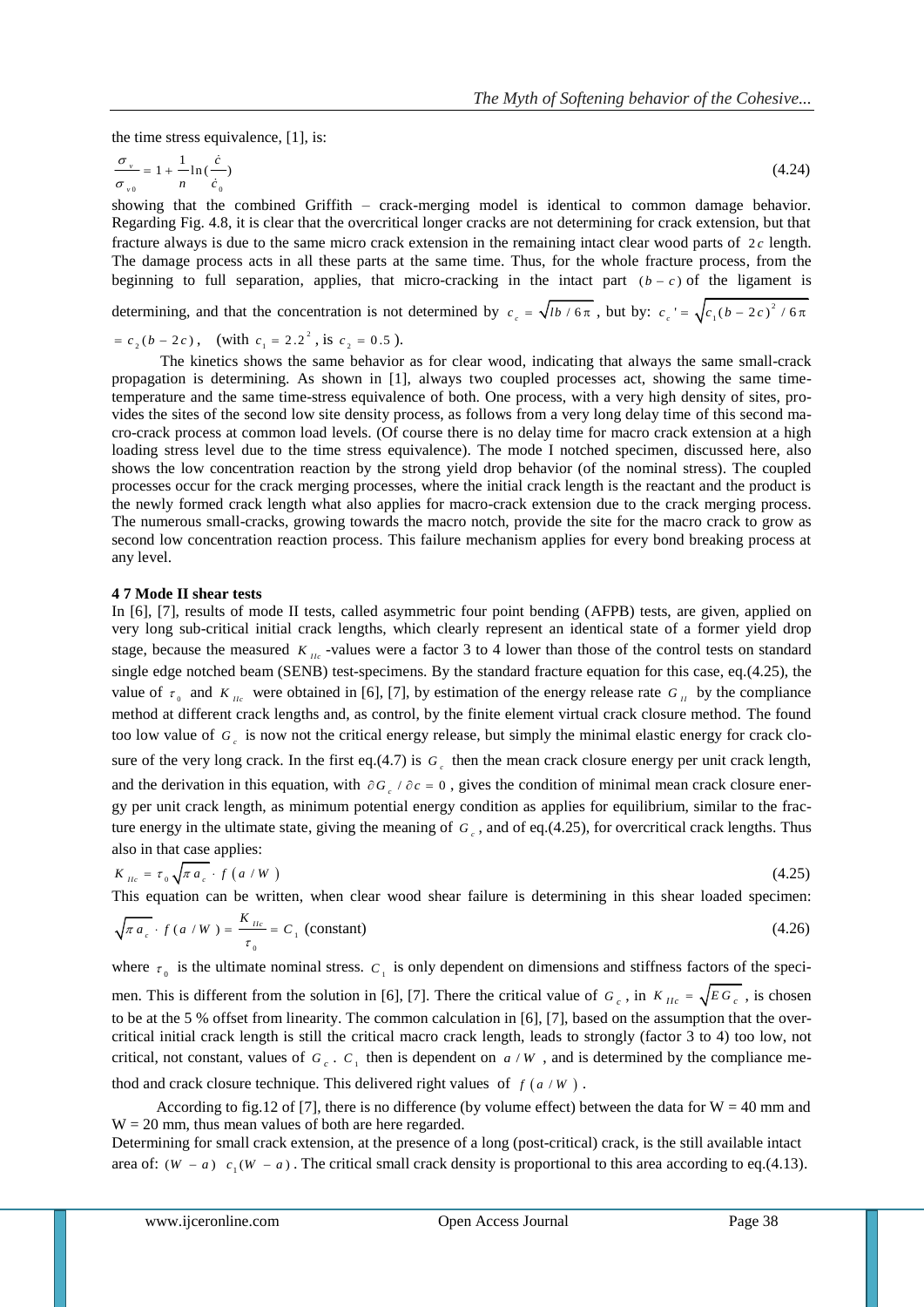the time stress equivalence, [1], is:

$$\frac{\sigma_v}{\sigma_{v0}} = 1 + \frac{1}{n}\ln(\frac{\dot{c}}{\dot{c}_0}) \tag{4.24}$$

showing that the combined Griffith – crack-merging model is identical to common damage behavior. Regarding Fig. 4.8, it is clear that the overcritical longer cracks are not determining for crack extension, but that fracture always is due to the same micro crack extension in the remaining intact clear wood parts of $2c$ length. The damage process acts in all these parts at the same time. Thus, for the whole fracture process, from the beginning to full separation, applies, that micro-cracking in the intact part $(b-c)$ of the ligament is determining, and that the concentration is not determined by $c_c = \sqrt{lb/6\pi}$, but by: $c_c' = \sqrt{c_1(b-2c)^2/6\pi}$ $= c_2(b-2c)$, (with $c_1 = 2.2^2$, is $c_2 = 0.5$).

The kinetics shows the same behavior as for clear wood, indicating that always the same small-crack propagation is determining. As shown in [1], always two coupled processes act, showing the same time-temperature and the same time-stress equivalence of both. One process, with a very high density of sites, provides the sites of the second low site density process, as follows from a very long delay time of this second macro-crack process at common load levels. (Of course there is no delay time for macro crack extension at a high loading stress level due to the time stress equivalence). The mode I notched specimen, discussed here, also shows the low concentration reaction by the strong yield drop behavior (of the nominal stress). The coupled processes occur for the crack merging processes, where the initial crack length is the reactant and the product is the newly formed crack length what also applies for macro-crack extension due to the crack merging process. The numerous small-cracks, growing towards the macro notch, provide the site for the macro crack to grow as second low concentration reaction process. This failure mechanism applies for every bond breaking process at any level.

**4 7 Mode II shear tests**

In [6], [7], results of mode II tests, called asymmetric four point bending (AFPB) tests, are given, applied on very long sub-critical initial crack lengths, which clearly represent an identical state of a former yield drop stage, because the measured $K_{IIc}$-values were a factor 3 to 4 lower than those of the control tests on standard single edge notched beam (SENB) test-specimens. By the standard fracture equation for this case, eq.(4.25), the value of $\tau_0$ and $K_{IIc}$ were obtained in [6], [7], by estimation of the energy release rate $G_{II}$ by the compliance method at different crack lengths and, as control, by the finite element virtual crack closure method. The found too low value of $G_c$ is now not the critical energy release, but simply the minimal elastic energy for crack closure of the very long crack. In the first eq.(4.7) is $G_c$ then the mean crack closure energy per unit crack length, and the derivation in this equation, with $\partial G_c/\partial c = 0$, gives the condition of minimal mean crack closure energy per unit crack length, as minimum potential energy condition as applies for equilibrium, similar to the fracture energy in the ultimate state, giving the meaning of $G_c$, and of eq.(4.25), for overcritical crack lengths. Thus also in that case applies:

$$K_{IIc} = \tau_0\sqrt{\pi a_c} \cdot f(a/W) \tag{4.25}$$

This equation can be written, when clear wood shear failure is determining in this shear loaded specimen:

$$\sqrt{\pi a_c} \cdot f(a/W) = \frac{K_{IIc}}{\tau_0} = C_1 \text{ (constant)} \tag{4.26}$$

where $\tau_0$ is the ultimate nominal stress. $C_1$ is only dependent on dimensions and stiffness factors of the specimen. This is different from the solution in [6], [7]. There the critical value of $G_c$, in $K_{IIc} = \sqrt{EG_c}$, is chosen to be at the 5 % offset from linearity. The common calculation in [6], [7], based on the assumption that the overcritical initial crack length is still the critical macro crack length, leads to strongly (factor 3 to 4) too low, not critical, not constant, values of $G_c$. $C_1$ then is dependent on $a/W$, and is determined by the compliance method and crack closure technique. This delivered right values of $f(a/W)$.

According to fig.12 of [7], there is no difference (by volume effect) between the data for W = 40 mm and W = 20 mm, thus mean values of both are here regarded.

Determining for small crack extension, at the presence of a long (post-critical) crack, is the still available intact area of: $(W-a)$ $c_1(W-a)$. The critical small crack density is proportional to this area according to eq.(4.13).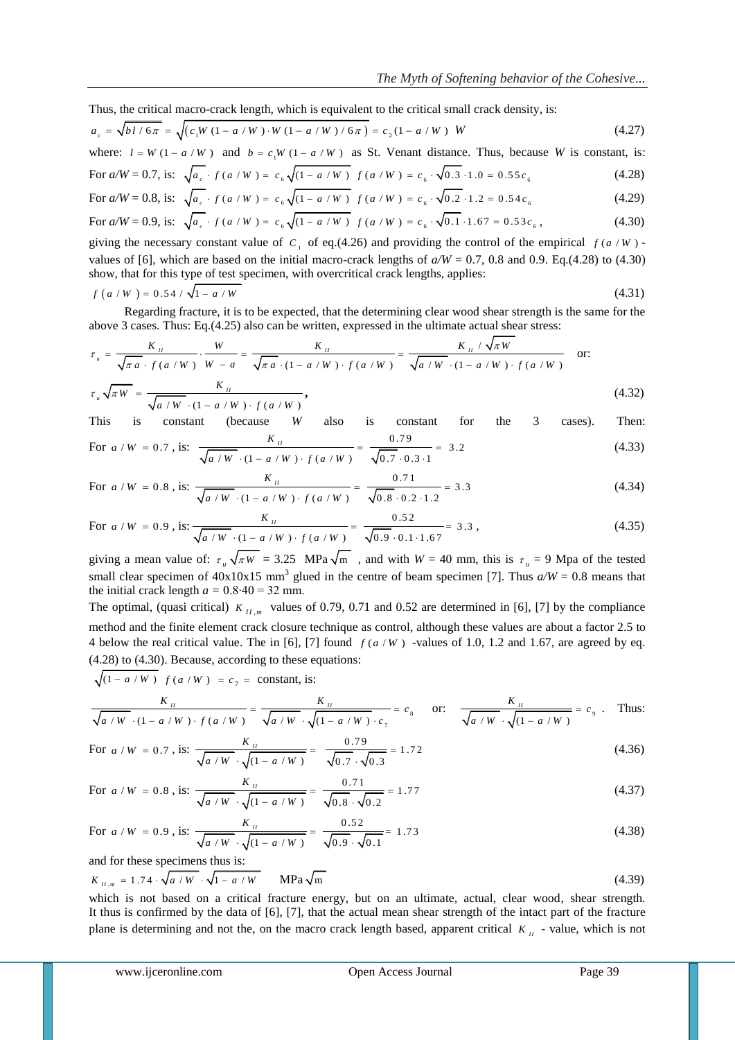Thus, the critical macro-crack length, which is equivalent to the critical small crack density, is:

$$a_c = \sqrt{bl/6\pi} = \sqrt{\left(c_1 W(1-a/W)\cdot W(1-a/W)/6\pi\right)} = c_2(1-a/W)\ W \tag{4.27}$$

where: $l = W(1-a/W)$ and $b = c_1 W(1-a/W)$ as St. Venant distance. Thus, because $W$ is constant, is:

For $a/W = 0.7$, is: $\sqrt{a_c}\cdot f(a/W) = c_6\sqrt{(1-a/W)}\ f(a/W) = c_6\cdot\sqrt{0.3}\cdot 1.0 = 0.55c_6$ (4.28)

For $a/W = 0.8$, is: $\sqrt{a_c}\cdot f(a/W) = c_6\sqrt{(1-a/W)}\ f(a/W) = c_6\cdot\sqrt{0.2}\cdot 1.2 = 0.54c_6$ (4.29)

For $a/W = 0.9$, is: $\sqrt{a_c}\cdot f(a/W) = c_6\sqrt{(1-a/W)}\ f(a/W) = c_6\cdot\sqrt{0.1}\cdot 1.67 = 0.53c_6$, (4.30)

giving the necessary constant value of $C_1$ of eq.(4.26) and providing the control of the empirical $f(a/W)$ -values of [6], which are based on the initial macro-crack lengths of $a/W = 0.7$, 0.8 and 0.9. Eq.(4.28) to (4.30) show, that for this type of test specimen, with overcritical crack lengths, applies:

$$f(a/W) = 0.54/\sqrt{1-a/W} \tag{4.31}$$

Regarding fracture, it is to be expected, that the determining clear wood shear strength is the same for the above 3 cases. Thus: Eq.(4.25) also can be written, expressed in the ultimate actual shear stress:

$$\tau_u = \frac{K_{II}}{\sqrt{\pi a}\cdot f(a/W)}\cdot\frac{W}{W-a} = \frac{K_{II}}{\sqrt{\pi a}\cdot(1-a/W)\cdot f(a/W)} = \frac{K_{II}/\sqrt{\pi W}}{\sqrt{a/W}\cdot(1-a/W)\cdot f(a/W)} \quad \text{or:}$$

$$\tau_u\sqrt{\pi W} = \frac{K_{II}}{\sqrt{a/W}\cdot(1-a/W)\cdot f(a/W)}, \tag{4.32}$$

This is constant (because $W$ also is constant for the 3 cases). Then:

For $a/W = 0.7$, is: $\dfrac{K_{II}}{\sqrt{a/W}\cdot(1-a/W)\cdot f(a/W)} = \dfrac{0.79}{\sqrt{0.7}\cdot 0.3\cdot 1} = 3.2$ (4.33)

For $a/W = 0.8$, is: $\dfrac{K_{II}}{\sqrt{a/W}\cdot(1-a/W)\cdot f(a/W)} = \dfrac{0.71}{\sqrt{0.8}\cdot 0.2\cdot 1.2} = 3.3$ (4.34)

For $a/W = 0.9$, is: $\dfrac{K_{II}}{\sqrt{a/W}\cdot(1-a/W)\cdot f(a/W)} = \dfrac{0.52}{\sqrt{0.9}\cdot 0.1\cdot 1.67} = 3.3$, (4.35)

giving a mean value of: $\tau_u\sqrt{\pi W}$ = 3.25 MPa$\sqrt{\text{m}}$, and with $W$ = 40 mm, this is $\tau_u$ = 9 Mpa of the tested small clear specimen of 40x10x15 mm$^3$ glued in the centre of beam specimen [7]. Thus $a/W = 0.8$ means that the initial crack length $a = 0.8\cdot 40 = 32$ mm.

The optimal, (quasi critical) $K_{II,m}$ values of 0.79, 0.71 and 0.52 are determined in [6], [7] by the compliance method and the finite element crack closure technique as control, although these values are about a factor 2.5 to 4 below the real critical value. The in [6], [7] found $f(a/W)$ -values of 1.0, 1.2 and 1.67, are agreed by eq. (4.28) to (4.30). Because, according to these equations:

$\sqrt{(1-a/W)}\ f(a/W) = c_7 =$ constant, is:

$$\frac{K_{II}}{\sqrt{a/W}\cdot(1-a/W)\cdot f(a/W)} = \frac{K_{II}}{\sqrt{a/W}\cdot\sqrt{(1-a/W)}\cdot c_7} = c_8 \quad \text{or:} \quad \frac{K_{II}}{\sqrt{a/W}\cdot\sqrt{(1-a/W)}} = c_9. \quad \text{Thus:}$$

For $a/W = 0.7$, is: $\dfrac{K_{II}}{\sqrt{a/W}\cdot\sqrt{(1-a/W)}} = \dfrac{0.79}{\sqrt{0.7}\cdot\sqrt{0.3}} = 1.72$ (4.36)

For $a/W = 0.8$, is: $\dfrac{K_{II}}{\sqrt{a/W}\cdot\sqrt{(1-a/W)}} = \dfrac{0.71}{\sqrt{0.8}\cdot\sqrt{0.2}} = 1.77$ (4.37)

For $a/W = 0.9$, is: $\dfrac{K_{II}}{\sqrt{a/W}\cdot\sqrt{(1-a/W)}} = \dfrac{0.52}{\sqrt{0.9}\cdot\sqrt{0.1}} = 1.73$ (4.38)

and for these specimens thus is:

$$K_{II,m} = 1.74\cdot\sqrt{a/W}\cdot\sqrt{1-a/W} \quad \text{MPa}\sqrt{\text{m}} \tag{4.39}$$

which is not based on a critical fracture energy, but on an ultimate, actual, clear wood, shear strength. It thus is confirmed by the data of [6], [7], that the actual mean shear strength of the intact part of the fracture plane is determining and not the, on the macro crack length based, apparent critical $K_{II}$ - value, which is not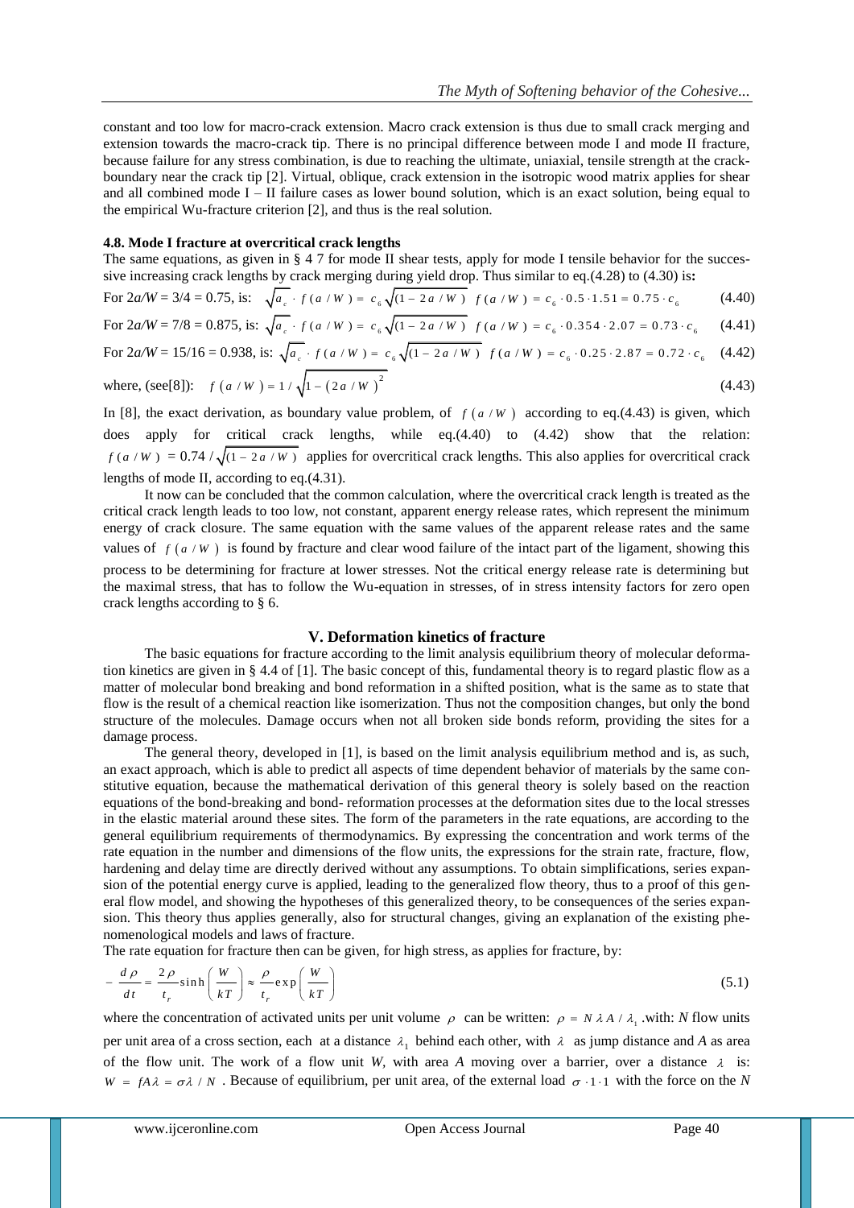constant and too low for macro-crack extension. Macro crack extension is thus due to small crack merging and extension towards the macro-crack tip. There is no principal difference between mode I and mode II fracture, because failure for any stress combination, is due to reaching the ultimate, uniaxial, tensile strength at the crack-boundary near the crack tip [2]. Virtual, oblique, crack extension in the isotropic wood matrix applies for shear and all combined mode I – II failure cases as lower bound solution, which is an exact solution, being equal to the empirical Wu-fracture criterion [2], and thus is the real solution.

### 4.8. Mode I fracture at overcritical crack lengths

The same equations, as given in § 4 7 for mode II shear tests, apply for mode I tensile behavior for the successive increasing crack lengths by crack merging during yield drop. Thus similar to eq.(4.28) to (4.30) is**:**

For $2a/W = 3/4 = 0.75$, is: $\sqrt{a_c} \cdot f(a/W) = c_6\sqrt{(1-2a/W)}\ f(a/W) = c_6 \cdot 0.5 \cdot 1.51 = 0.75 \cdot c_6$ (4.40)

For $2a/W = 7/8 = 0.875$, is: $\sqrt{a_c} \cdot f(a/W) = c_6\sqrt{(1-2a/W)}\ f(a/W) = c_6 \cdot 0.354 \cdot 2.07 = 0.73 \cdot c_6$ (4.41)

For $2a/W = 15/16 = 0.938$, is: $\sqrt{a_c} \cdot f(a/W) = c_6\sqrt{(1-2a/W)}\ f(a/W) = c_6 \cdot 0.25 \cdot 2.87 = 0.72 \cdot c_6$ (4.42)

where, (see[8]): $f(a/W) = 1/\sqrt{1-(2a/W)^2}$ (4.43)

In [8], the exact derivation, as boundary value problem, of $f(a/W)$ according to eq.(4.43) is given, which does apply for critical crack lengths, while eq.(4.40) to (4.42) show that the relation: $f(a/W) = 0.74/\sqrt{(1-2a/W)}$ applies for overcritical crack lengths. This also applies for overcritical crack lengths of mode II, according to eq.(4.31).

It now can be concluded that the common calculation, where the overcritical crack length is treated as the critical crack length leads to too low, not constant, apparent energy release rates, which represent the minimum energy of crack closure. The same equation with the same values of the apparent release rates and the same values of $f(a/W)$ is found by fracture and clear wood failure of the intact part of the ligament, showing this process to be determining for fracture at lower stresses. Not the critical energy release rate is determining but the maximal stress, that has to follow the Wu-equation in stresses, of in stress intensity factors for zero open crack lengths according to § 6.

## V. Deformation kinetics of fracture

The basic equations for fracture according to the limit analysis equilibrium theory of molecular deformation kinetics are given in § 4.4 of [1]. The basic concept of this, fundamental theory is to regard plastic flow as a matter of molecular bond breaking and bond reformation in a shifted position, what is the same as to state that flow is the result of a chemical reaction like isomerization. Thus not the composition changes, but only the bond structure of the molecules. Damage occurs when not all broken side bonds reform, providing the sites for a damage process.

The general theory, developed in [1], is based on the limit analysis equilibrium method and is, as such, an exact approach, which is able to predict all aspects of time dependent behavior of materials by the same constitutive equation, because the mathematical derivation of this general theory is solely based on the reaction equations of the bond-breaking and bond- reformation processes at the deformation sites due to the local stresses in the elastic material around these sites. The form of the parameters in the rate equations, are according to the general equilibrium requirements of thermodynamics. By expressing the concentration and work terms of the rate equation in the number and dimensions of the flow units, the expressions for the strain rate, fracture, flow, hardening and delay time are directly derived without any assumptions. To obtain simplifications, series expansion of the potential energy curve is applied, leading to the generalized flow theory, thus to a proof of this general flow model, and showing the hypotheses of this generalized theory, to be consequences of the series expansion. This theory thus applies generally, also for structural changes, giving an explanation of the existing phenomenological models and laws of fracture.

The rate equation for fracture then can be given, for high stress, as applies for fracture, by:

$$-\frac{d\rho}{dt} = \frac{2\rho}{t_r}\sinh\left(\frac{W}{kT}\right) \approx \frac{\rho}{t_r}\exp\left(\frac{W}{kT}\right) \tag{5.1}$$

where the concentration of activated units per unit volume $\rho$ can be written: $\rho = N\lambda A/\lambda_1$ .with: *N* flow units per unit area of a cross section, each at a distance $\lambda_1$ behind each other, with $\lambda$ as jump distance and *A* as area of the flow unit. The work of a flow unit *W*, with area *A* moving over a barrier, over a distance $\lambda$ is: $W = fA\lambda = \sigma\lambda/N$ . Because of equilibrium, per unit area, of the external load $\sigma \cdot 1 \cdot 1$ with the force on the *N*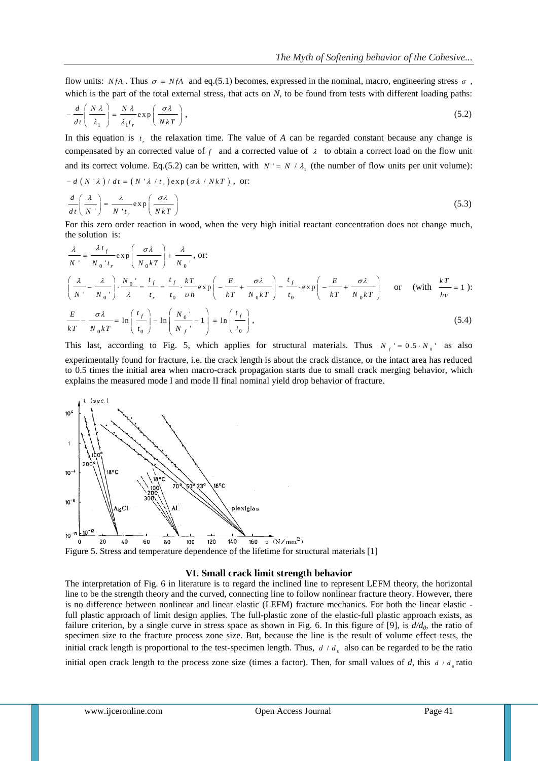flow units: $NfA$. Thus $\sigma = NfA$ and eq.(5.1) becomes, expressed in the nominal, macro, engineering stress $\sigma$, which is the part of the total external stress, that acts on $N$, to be found from tests with different loading paths:

$$-\frac{d}{dt}\left(\frac{N\lambda}{\lambda_1}\right) = \frac{N\lambda}{\lambda_1 t_r}\exp\left(\frac{\sigma\lambda}{NkT}\right), \tag{5.2}$$

In this equation is $t_r$ the relaxation time. The value of $A$ can be regarded constant because any change is compensated by an corrected value of $f$ and a corrected value of $\lambda$ to obtain a correct load on the flow unit and its correct volume. Eq.(5.2) can be written, with $N' = N/\lambda_1$ (the number of flow units per unit volume): $-d(N'\lambda)/dt = (N'\lambda/t_r)\exp(\sigma\lambda/NkT)$, or:

$$\frac{d}{dt}\left(\frac{\lambda}{N'}\right) = \frac{\lambda}{N' t_r}\exp\left(\frac{\sigma\lambda}{NkT}\right) \tag{5.3}$$

For this zero order reaction in wood, when the very high initial reactant concentration does not change much, the solution is:

$$\frac{\lambda}{N'} = \frac{\lambda t_f}{N_0' t_r}\exp\left(\frac{\sigma\lambda}{N_0 kT}\right) + \frac{\lambda}{N_0'}, \text{ or:}$$

$$\left(\frac{\lambda}{N'} - \frac{\lambda}{N_0'}\right)\cdot\frac{N_0'}{\lambda} = \frac{t_f}{t_r} = \frac{t_f}{t_0}\cdot\frac{kT}{\upsilon h}\exp\left(-\frac{E}{kT} + \frac{\sigma\lambda}{N_0 kT}\right) = \frac{t_f}{t_0}\cdot\exp\left(-\frac{E}{kT} + \frac{\sigma\lambda}{N_0 kT}\right) \quad \text{or} \quad \left(\text{with } \frac{kT}{h\nu} = 1\right):$$

$$\frac{E}{kT} - \frac{\sigma\lambda}{N_0 kT} = \ln\left(\frac{t_f}{t_0}\right) - \ln\left(\frac{N_0'}{N_f'} - 1\right) = \ln\left(\frac{t_f}{t_0}\right), \tag{5.4}$$

This last, according to Fig. 5, which applies for structural materials. Thus $N_f' = 0.5 \cdot N_0'$ as also experimentally found for fracture, i.e. the crack length is about the crack distance, or the intact area has reduced to 0.5 times the initial area when macro-crack propagation starts due to small crack merging behavior, which explains the measured mode I and mode II final nominal yield drop behavior of fracture.

Figure 5. Stress and temperature dependence of the lifetime for structural materials [1]

## VI. Small crack limit strength behavior

The interpretation of Fig. 6 in literature is to regard the inclined line to represent LEFM theory, the horizontal line to be the strength theory and the curved, connecting line to follow nonlinear fracture theory. However, there is no difference between nonlinear and linear elastic (LEFM) fracture mechanics. For both the linear elastic - full plastic approach of limit design applies. The full-plastic zone of the elastic-full plastic approach exists, as failure criterion, by a single curve in stress space as shown in Fig. 6. In this figure of [9], is $d/d_0$, the ratio of specimen size to the fracture process zone size. But, because the line is the result of volume effect tests, the initial crack length is proportional to the test-specimen length. Thus, $d/d_0$ also can be regarded to be the ratio initial open crack length to the process zone size (times a factor). Then, for small values of $d$, this $d/d_0$ ratio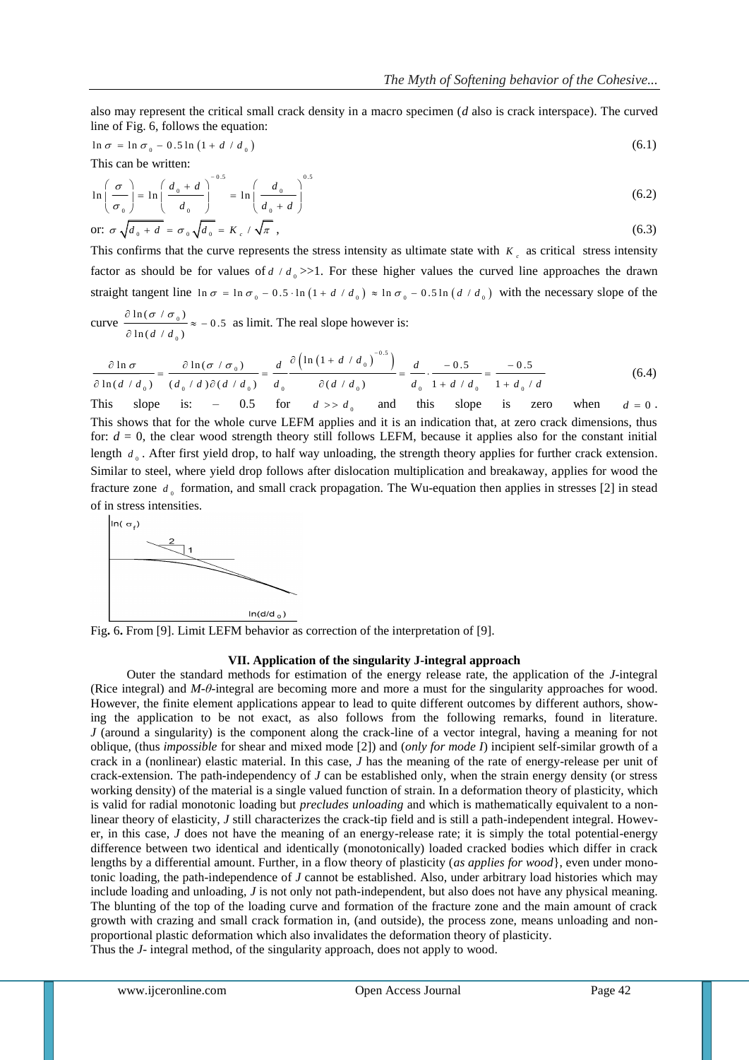also may represent the critical small crack density in a macro specimen ($d$ also is crack interspace). The curved line of Fig. 6, follows the equation:

$$\ln \sigma = \ln \sigma_0 - 0.5 \ln \left(1 + d / d_0\right) \tag{6.1}$$

This can be written:

$$\ln\left(\frac{\sigma}{\sigma_0}\right) = \ln\left(\frac{d_0 + d}{d_0}\right)^{-0.5} = \ln\left(\frac{d_0}{d_0 + d}\right)^{0.5} \tag{6.2}$$

or: $\sigma \sqrt{d_0 + d} = \sigma_0 \sqrt{d_0} = K_c / \sqrt{\pi}$ , (6.3)

This confirms that the curve represents the stress intensity as ultimate state with $K_c$ as critical stress intensity factor as should be for values of $d / d_0 >>1$. For these higher values the curved line approaches the drawn straight tangent line $\ln \sigma = \ln \sigma_0 - 0.5 \cdot \ln \left(1 + d / d_0\right) \approx \ln \sigma_0 - 0.5 \ln \left(d / d_0\right)$ with the necessary slope of the curve $\frac{\partial \ln(\sigma / \sigma_0)}{\partial \ln(d / d_0)} \approx -0.5$ as limit. The real slope however is:

$$\frac{\partial \ln \sigma}{\partial \ln(d / d_0)} = \frac{\partial \ln(\sigma / \sigma_0)}{(d_0 / d)\partial(d / d_0)} = \frac{d}{d_0} \frac{\partial\left(\ln\left(1 + d / d_0\right)^{-0.5}\right)}{\partial(d / d_0)} = \frac{d}{d_0} \cdot \frac{-0.5}{1 + d / d_0} = \frac{-0.5}{1 + d_0 / d} \tag{6.4}$$

This slope is: – 0.5 for $d >> d_0$ and this slope is zero when $d = 0$. This shows that for the whole curve LEFM applies and it is an indication that, at zero crack dimensions, thus for: $d = 0$, the clear wood strength theory still follows LEFM, because it applies also for the constant initial length $d_0$. After first yield drop, to half way unloading, the strength theory applies for further crack extension. Similar to steel, where yield drop follows after dislocation multiplication and breakaway, applies for wood the fracture zone $d_0$ formation, and small crack propagation. The Wu-equation then applies in stresses [2] in stead of in stress intensities.

Fig. 6. From [9]. Limit LEFM behavior as correction of the interpretation of [9].

## VII. Application of the singularity J-integral approach

Outer the standard methods for estimation of the energy release rate, the application of the $J$-integral (Rice integral) and $M$-$\theta$-integral are becoming more and more a must for the singularity approaches for wood. However, the finite element applications appear to lead to quite different outcomes by different authors, showing the application to be not exact, as also follows from the following remarks, found in literature. $J$ (around a singularity) is the component along the crack-line of a vector integral, having a meaning for not oblique, (thus *impossible* for shear and mixed mode [2]) and (*only for mode I*) incipient self-similar growth of a crack in a (nonlinear) elastic material. In this case, $J$ has the meaning of the rate of energy-release per unit of crack-extension. The path-independency of $J$ can be established only, when the strain energy density (or stress working density) of the material is a single valued function of strain. In a deformation theory of plasticity, which is valid for radial monotonic loading but *precludes unloading* and which is mathematically equivalent to a nonlinear theory of elasticity, $J$ still characterizes the crack-tip field and is still a path-independent integral. However, in this case, $J$ does not have the meaning of an energy-release rate; it is simply the total potential-energy difference between two identical and identically (monotonically) loaded cracked bodies which differ in crack lengths by a differential amount. Further, in a flow theory of plasticity (*as applies for wood*}, even under monotonic loading, the path-independence of $J$ cannot be established. Also, under arbitrary load histories which may include loading and unloading, $J$ is not only not path-independent, but also does not have any physical meaning. The blunting of the top of the loading curve and formation of the fracture zone and the main amount of crack growth with crazing and small crack formation in, (and outside), the process zone, means unloading and nonproportional plastic deformation which also invalidates the deformation theory of plasticity.
Thus the $J$- integral method, of the singularity approach, does not apply to wood.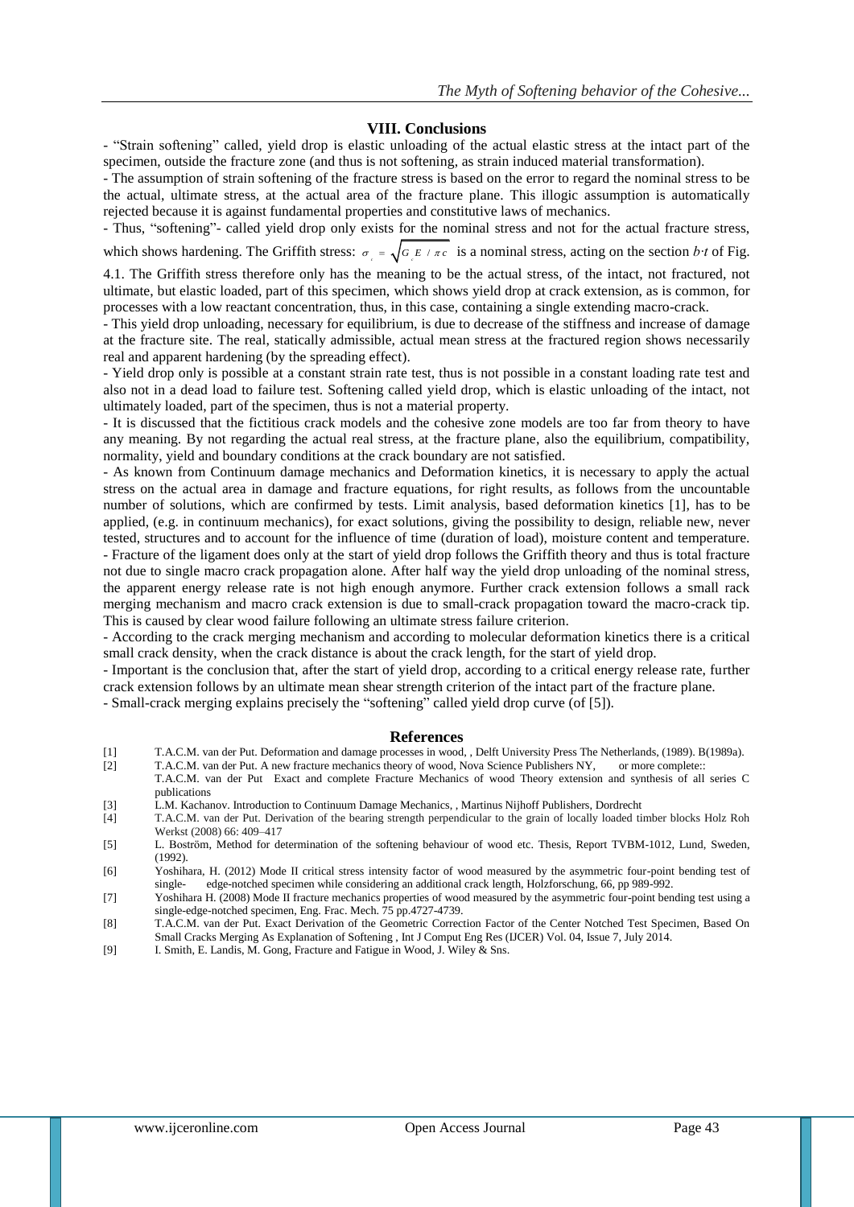## VIII. Conclusions

- "Strain softening" called, yield drop is elastic unloading of the actual elastic stress at the intact part of the specimen, outside the fracture zone (and thus is not softening, as strain induced material transformation).

- The assumption of strain softening of the fracture stress is based on the error to regard the nominal stress to be the actual, ultimate stress, at the actual area of the fracture plane. This illogic assumption is automatically rejected because it is against fundamental properties and constitutive laws of mechanics.

- Thus, "softening"- called yield drop only exists for the nominal stress and not for the actual fracture stress, which shows hardening. The Griffith stress: $\sigma_c = \sqrt{G_c E / \pi c}$ is a nominal stress, acting on the section $b{\cdot}t$ of Fig. 4.1. The Griffith stress therefore only has the meaning to be the actual stress, of the intact, not fractured, not ultimate, but elastic loaded, part of this specimen, which shows yield drop at crack extension, as is common, for processes with a low reactant concentration, thus, in this case, containing a single extending macro-crack.

- This yield drop unloading, necessary for equilibrium, is due to decrease of the stiffness and increase of damage at the fracture site. The real, statically admissible, actual mean stress at the fractured region shows necessarily real and apparent hardening (by the spreading effect).

- Yield drop only is possible at a constant strain rate test, thus is not possible in a constant loading rate test and also not in a dead load to failure test. Softening called yield drop, which is elastic unloading of the intact, not ultimately loaded, part of the specimen, thus is not a material property.

- It is discussed that the fictitious crack models and the cohesive zone models are too far from theory to have any meaning. By not regarding the actual real stress, at the fracture plane, also the equilibrium, compatibility, normality, yield and boundary conditions at the crack boundary are not satisfied.

- As known from Continuum damage mechanics and Deformation kinetics, it is necessary to apply the actual stress on the actual area in damage and fracture equations, for right results, as follows from the uncountable number of solutions, which are confirmed by tests. Limit analysis, based deformation kinetics [1], has to be applied, (e.g. in continuum mechanics), for exact solutions, giving the possibility to design, reliable new, never tested, structures and to account for the influence of time (duration of load), moisture content and temperature.

- Fracture of the ligament does only at the start of yield drop follows the Griffith theory and thus is total fracture not due to single macro crack propagation alone. After half way the yield drop unloading of the nominal stress, the apparent energy release rate is not high enough anymore. Further crack extension follows a small rack merging mechanism and macro crack extension is due to small-crack propagation toward the macro-crack tip. This is caused by clear wood failure following an ultimate stress failure criterion.

- According to the crack merging mechanism and according to molecular deformation kinetics there is a critical small crack density, when the crack distance is about the crack length, for the start of yield drop.

- Important is the conclusion that, after the start of yield drop, according to a critical energy release rate, further crack extension follows by an ultimate mean shear strength criterion of the intact part of the fracture plane.

- Small-crack merging explains precisely the "softening" called yield drop curve (of [5]).

## References

[1] T.A.C.M. van der Put. Deformation and damage processes in wood, , Delft University Press The Netherlands, (1989). B(1989a).

[2] T.A.C.M. van der Put. A new fracture mechanics theory of wood, Nova Science Publishers NY, or more complete:: T.A.C.M. van der Put Exact and complete Fracture Mechanics of wood Theory extension and synthesis of all series C publications

[3] L.M. Kachanov. Introduction to Continuum Damage Mechanics, , Martinus Nijhoff Publishers, Dordrecht

[4] T.A.C.M. van der Put. Derivation of the bearing strength perpendicular to the grain of locally loaded timber blocks Holz Roh Werkst (2008) 66: 409–417

[5] L. Boström, Method for determination of the softening behaviour of wood etc. Thesis, Report TVBM-1012, Lund, Sweden, (1992).

[6] Yoshihara, H. (2012) Mode II critical stress intensity factor of wood measured by the asymmetric four-point bending test of single- edge-notched specimen while considering an additional crack length, Holzforschung, 66, pp 989-992.

[7] Yoshihara H. (2008) Mode II fracture mechanics properties of wood measured by the asymmetric four-point bending test using a single-edge-notched specimen, Eng. Frac. Mech. 75 pp.4727-4739.

[8] T.A.C.M. van der Put. Exact Derivation of the Geometric Correction Factor of the Center Notched Test Specimen, Based On Small Cracks Merging As Explanation of Softening , Int J Comput Eng Res (IJCER) Vol. 04, Issue 7, July 2014.

[9] I. Smith, E. Landis, M. Gong, Fracture and Fatigue in Wood, J. Wiley & Sns.